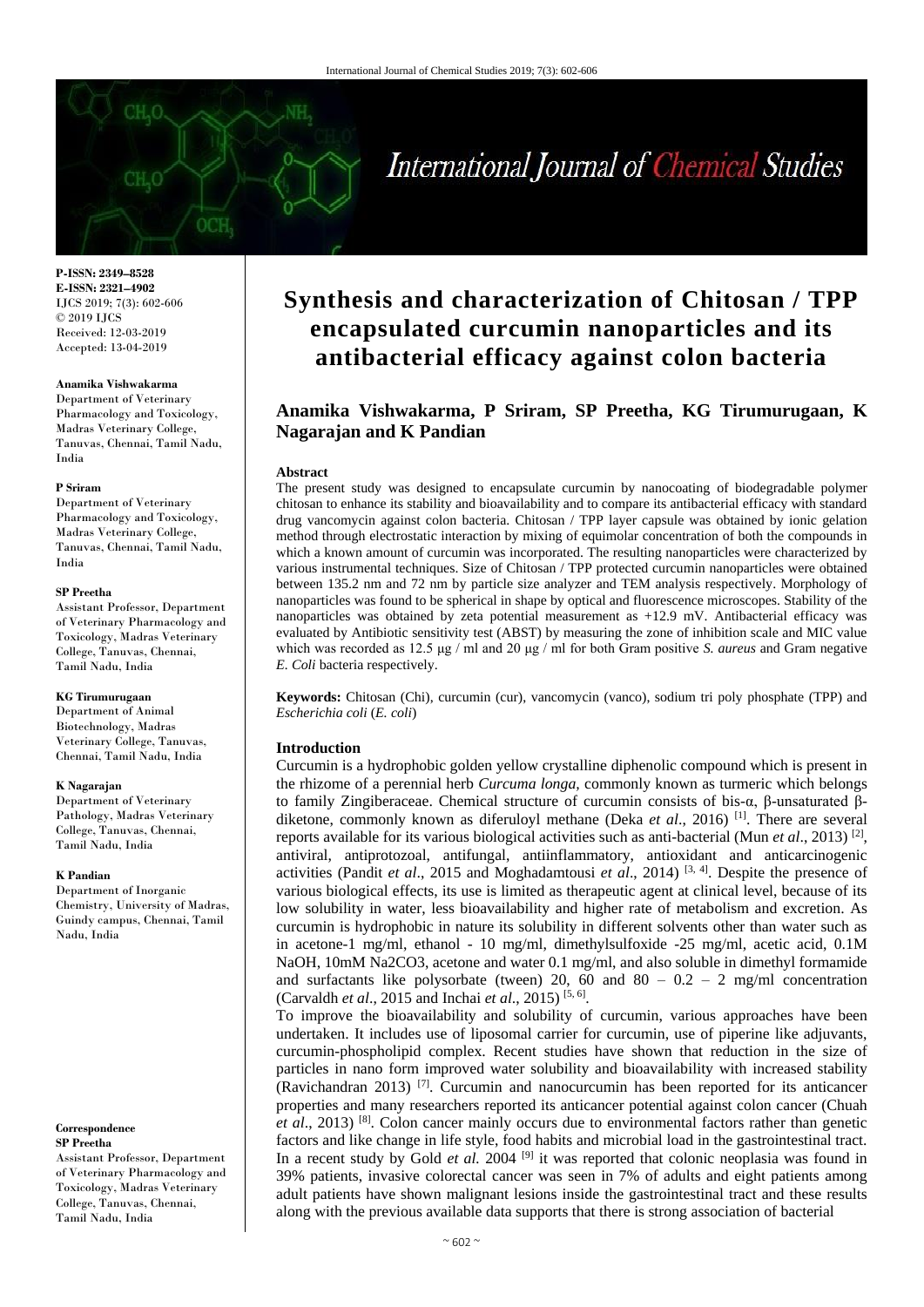# Synthesis and characterization of Chitosan / TPP encapsulated curcumin nanoparticles and its antibacterial efficacy against colon bacteria

**P-ISSN: 2349–8528**
**E-ISSN: 2321–4902**
IJCS 2019; 7(3): 602-606
© 2019 IJCS
Received: 12-03-2019
Accepted: 13-04-2019

**Anamika Vishwakarma, P Sriram, SP Preetha, KG Tirumurugaan, K Nagarajan and K Pandian**

**Anamika Vishwakarma**
Department of Veterinary Pharmacology and Toxicology, Madras Veterinary College, Tanuvas, Chennai, Tamil Nadu, India

**P Sriram**
Department of Veterinary Pharmacology and Toxicology, Madras Veterinary College, Tanuvas, Chennai, Tamil Nadu, India

**SP Preetha**
Assistant Professor, Department of Veterinary Pharmacology and Toxicology, Madras Veterinary College, Tanuvas, Chennai, Tamil Nadu, India

**KG Tirumurugaan**
Department of Animal Biotechnology, Madras Veterinary College, Tanuvas, Chennai, Tamil Nadu, India

**K Nagarajan**
Department of Veterinary Pathology, Madras Veterinary College, Tanuvas, Chennai, Tamil Nadu, India

**K Pandian**
Department of Inorganic Chemistry, University of Madras, Guindy campus, Chennai, Tamil Nadu, India

**Correspondence**
**SP Preetha**
Assistant Professor, Department of Veterinary Pharmacology and Toxicology, Madras Veterinary College, Tanuvas, Chennai, Tamil Nadu, India

## Abstract

The present study was designed to encapsulate curcumin by nanocoating of biodegradable polymer chitosan to enhance its stability and bioavailability and to compare its antibacterial efficacy with standard drug vancomycin against colon bacteria. Chitosan / TPP layer capsule was obtained by ionic gelation method through electrostatic interaction by mixing of equimolar concentration of both the compounds in which a known amount of curcumin was incorporated. The resulting nanoparticles were characterized by various instrumental techniques. Size of Chitosan / TPP protected curcumin nanoparticles were obtained between 135.2 nm and 72 nm by particle size analyzer and TEM analysis respectively. Morphology of nanoparticles was found to be spherical in shape by optical and fluorescence microscopes. Stability of the nanoparticles was obtained by zeta potential measurement as +12.9 mV. Antibacterial efficacy was evaluated by Antibiotic sensitivity test (ABST) by measuring the zone of inhibition scale and MIC value which was recorded as 12.5 µg / ml and 20 µg / ml for both Gram positive *S. aureus* and Gram negative *E. Coli* bacteria respectively.

**Keywords:** Chitosan (Chi), curcumin (cur), vancomycin (vanco), sodium tri poly phosphate (TPP) and *Escherichia coli* (*E. coli*)

## Introduction

Curcumin is a hydrophobic golden yellow crystalline diphenolic compound which is present in the rhizome of a perennial herb *Curcuma longa,* commonly known as turmeric which belongs to family Zingiberaceae. Chemical structure of curcumin consists of bis-α, β-unsaturated β-diketone, commonly known as diferuloyl methane (Deka *et al*., 2016) [1]. There are several reports available for its various biological activities such as anti-bacterial (Mun *et al*., 2013) [2], antiviral, antiprotozoal, antifungal, antiinflammatory, antioxidant and anticarcinogenic activities (Pandit *et al*., 2015 and Moghadamtousi *et al*., 2014) [3, 4]. Despite the presence of various biological effects, its use is limited as therapeutic agent at clinical level, because of its low solubility in water, less bioavailability and higher rate of metabolism and excretion. As curcumin is hydrophobic in nature its solubility in different solvents other than water such as in acetone-1 mg/ml, ethanol - 10 mg/ml, dimethylsulfoxide -25 mg/ml, acetic acid, 0.1M NaOH, 10mM $Na_2CO_3$, acetone and water 0.1 mg/ml, and also soluble in dimethyl formamide and surfactants like polysorbate (tween) 20, 60 and 80 – 0.2 – 2 mg/ml concentration (Carvaldh *et al*., 2015 and Inchai *et al*., 2015) [5, 6].

To improve the bioavailability and solubility of curcumin, various approaches have been undertaken. It includes use of liposomal carrier for curcumin, use of piperine like adjuvants, curcumin-phospholipid complex. Recent studies have shown that reduction in the size of particles in nano form improved water solubility and bioavailability with increased stability (Ravichandran 2013) [7]. Curcumin and nanocurcumin has been reported for its anticancer properties and many researchers reported its anticancer potential against colon cancer (Chuah *et al*., 2013) [8]. Colon cancer mainly occurs due to environmental factors rather than genetic factors and like change in life style, food habits and microbial load in the gastrointestinal tract. In a recent study by Gold *et al.* 2004 [9] it was reported that colonic neoplasia was found in 39% patients, invasive colorectal cancer was seen in 7% of adults and eight patients among adult patients have shown malignant lesions inside the gastrointestinal tract and these results along with the previous available data supports that there is strong association of bacterial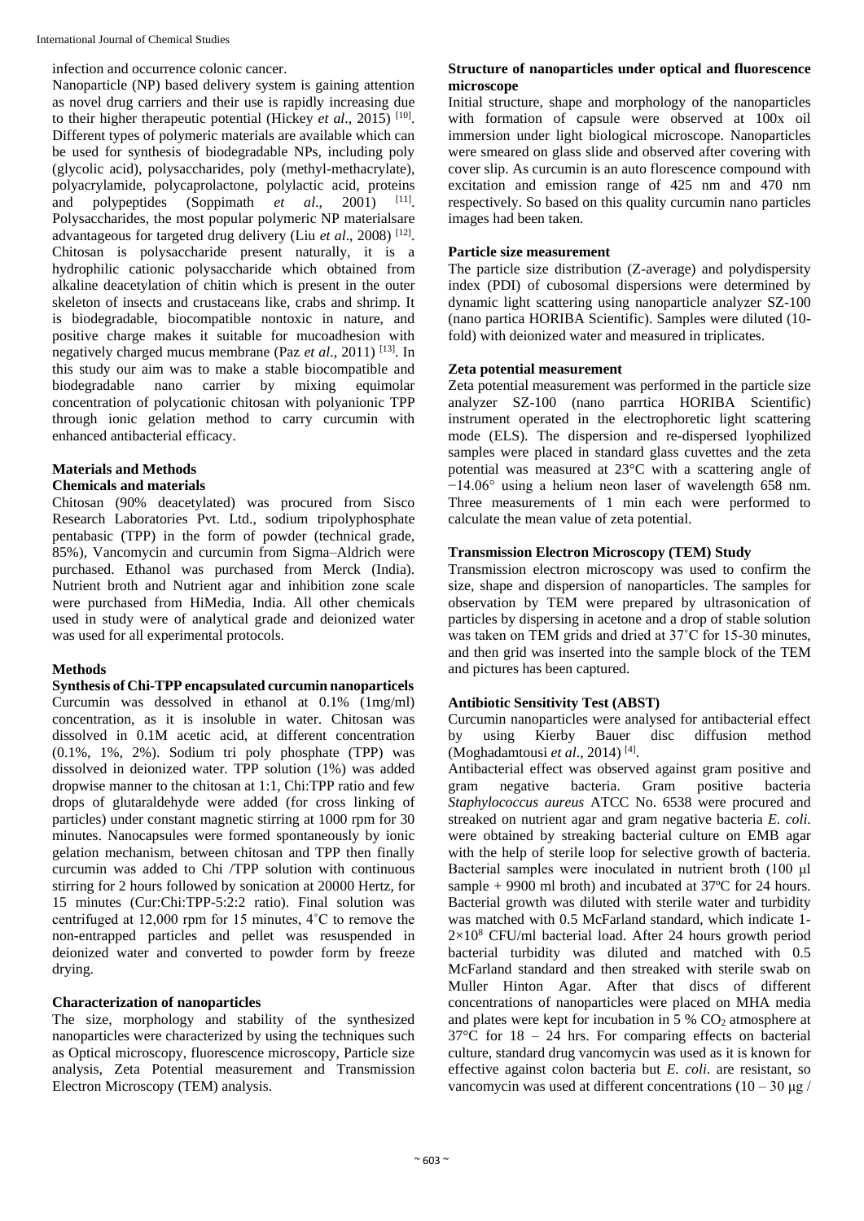infection and occurrence colonic cancer.

Nanoparticle (NP) based delivery system is gaining attention as novel drug carriers and their use is rapidly increasing due to their higher therapeutic potential (Hickey *et al*., 2015) [10]. Different types of polymeric materials are available which can be used for synthesis of biodegradable NPs, including poly (glycolic acid), polysaccharides, poly (methyl-methacrylate), polyacrylamide, polycaprolactone, polylactic acid, proteins and polypeptides (Soppimath *et al*., 2001) [11]. Polysaccharides, the most popular polymeric NP materialsare advantageous for targeted drug delivery (Liu *et al*., 2008) [12]. Chitosan is polysaccharide present naturally, it is a hydrophilic cationic polysaccharide which obtained from alkaline deacetylation of chitin which is present in the outer skeleton of insects and crustaceans like, crabs and shrimp. It is biodegradable, biocompatible nontoxic in nature, and positive charge makes it suitable for mucoadhesion with negatively charged mucus membrane (Paz *et al*., 2011) [13]. In this study our aim was to make a stable biocompatible and biodegradable nano carrier by mixing equimolar concentration of polycationic chitosan with polyanionic TPP through ionic gelation method to carry curcumin with enhanced antibacterial efficacy.

## Materials and Methods

### Chemicals and materials

Chitosan (90% deacetylated) was procured from Sisco Research Laboratories Pvt. Ltd., sodium tripolyphosphate pentabasic (TPP) in the form of powder (technical grade, 85%), Vancomycin and curcumin from Sigma–Aldrich were purchased. Ethanol was purchased from Merck (India). Nutrient broth and Nutrient agar and inhibition zone scale were purchased from HiMedia, India. All other chemicals used in study were of analytical grade and deionized water was used for all experimental protocols.

### Methods

**Synthesis of Chi-TPP encapsulated curcumin nanoparticels**

Curcumin was dessolved in ethanol at 0.1% (1mg/ml) concentration, as it is insoluble in water. Chitosan was dissolved in 0.1M acetic acid, at different concentration (0.1%, 1%, 2%). Sodium tri poly phosphate (TPP) was dissolved in deionized water. TPP solution (1%) was added dropwise manner to the chitosan at 1:1, Chi:TPP ratio and few drops of glutaraldehyde were added (for cross linking of particles) under constant magnetic stirring at 1000 rpm for 30 minutes. Nanocapsules were formed spontaneously by ionic gelation mechanism, between chitosan and TPP then finally curcumin was added to Chi /TPP solution with continuous stirring for 2 hours followed by sonication at 20000 Hertz, for 15 minutes (Cur:Chi:TPP-5:2:2 ratio). Final solution was centrifuged at 12,000 rpm for 15 minutes, 4˚C to remove the non-entrapped particles and pellet was resuspended in deionized water and converted to powder form by freeze drying.

### Characterization of nanoparticles

The size, morphology and stability of the synthesized nanoparticles were characterized by using the techniques such as Optical microscopy, fluorescence microscopy, Particle size analysis, Zeta Potential measurement and Transmission Electron Microscopy (TEM) analysis.

### Structure of nanoparticles under optical and fluorescence microscope

Initial structure, shape and morphology of the nanoparticles with formation of capsule were observed at 100x oil immersion under light biological microscope. Nanoparticles were smeared on glass slide and observed after covering with cover slip. As curcumin is an auto florescence compound with excitation and emission range of 425 nm and 470 nm respectively. So based on this quality curcumin nano particles images had been taken.

### Particle size measurement

The particle size distribution (Z-average) and polydispersity index (PDI) of cubosomal dispersions were determined by dynamic light scattering using nanoparticle analyzer SZ-100 (nano partica HORIBA Scientific). Samples were diluted (10-fold) with deionized water and measured in triplicates.

### Zeta potential measurement

Zeta potential measurement was performed in the particle size analyzer SZ-100 (nano parrtica HORIBA Scientific) instrument operated in the electrophoretic light scattering mode (ELS). The dispersion and re-dispersed lyophilized samples were placed in standard glass cuvettes and the zeta potential was measured at 23°C with a scattering angle of −14.06° using a helium neon laser of wavelength 658 nm. Three measurements of 1 min each were performed to calculate the mean value of zeta potential.

### Transmission Electron Microscopy (TEM) Study

Transmission electron microscopy was used to confirm the size, shape and dispersion of nanoparticles. The samples for observation by TEM were prepared by ultrasonication of particles by dispersing in acetone and a drop of stable solution was taken on TEM grids and dried at 37˚C for 15-30 minutes, and then grid was inserted into the sample block of the TEM and pictures has been captured.

### Antibiotic Sensitivity Test (ABST)

Curcumin nanoparticles were analysed for antibacterial effect by using Kierby Bauer disc diffusion method (Moghadamtousi *et al*., 2014) [4].

Antibacterial effect was observed against gram positive and gram negative bacteria. Gram positive bacteria *Staphylococcus aureus* ATCC No. 6538 were procured and streaked on nutrient agar and gram negative bacteria *E. coli*. were obtained by streaking bacterial culture on EMB agar with the help of sterile loop for selective growth of bacteria. Bacterial samples were inoculated in nutrient broth (100 µl sample + 9900 ml broth) and incubated at 37ºC for 24 hours. Bacterial growth was diluted with sterile water and turbidity was matched with 0.5 McFarland standard, which indicate 1-$2\times10^8$ CFU/ml bacterial load. After 24 hours growth period bacterial turbidity was diluted and matched with 0.5 McFarland standard and then streaked with sterile swab on Muller Hinton Agar. After that discs of different concentrations of nanoparticles were placed on MHA media and plates were kept for incubation in 5 % $CO_2$ atmosphere at 37°C for 18 – 24 hrs. For comparing effects on bacterial culture, standard drug vancomycin was used as it is known for effective against colon bacteria but *E. coli*. are resistant, so vancomycin was used at different concentrations (10 – 30 µg /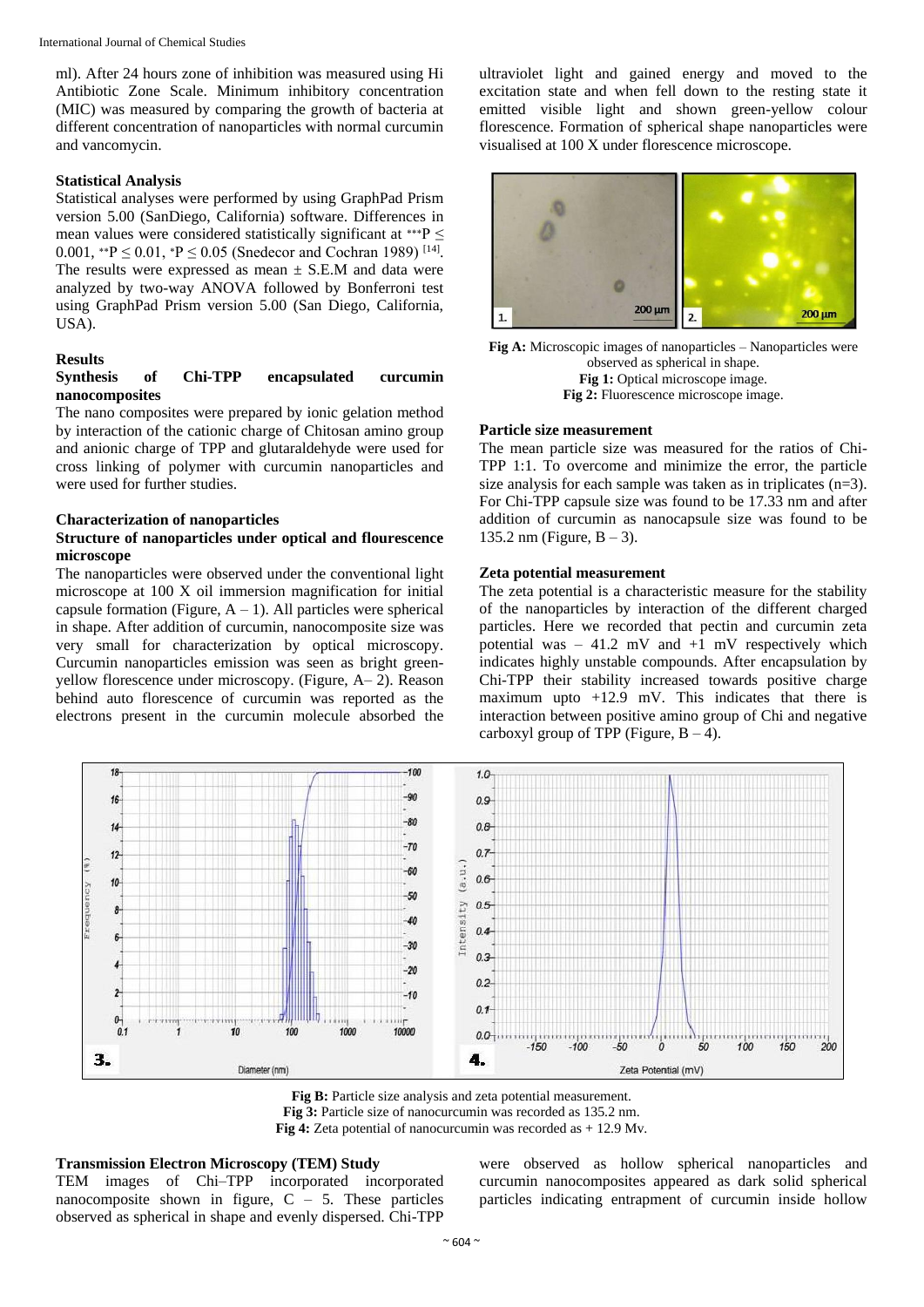ml). After 24 hours zone of inhibition was measured using Hi Antibiotic Zone Scale. Minimum inhibitory concentration (MIC) was measured by comparing the growth of bacteria at different concentration of nanoparticles with normal curcumin and vancomycin.

### Statistical Analysis

Statistical analyses were performed by using GraphPad Prism version 5.00 (SanDiego, California) software. Differences in mean values were considered statistically significant at ***P ≤ 0.001, **P ≤ 0.01, *P ≤ 0.05 (Snedecor and Cochran 1989) [14]. The results were expressed as mean ± S.E.M and data were analyzed by two-way ANOVA followed by Bonferroni test using GraphPad Prism version 5.00 (San Diego, California, USA).

## Results

### Synthesis of Chi-TPP encapsulated curcumin nanocomposites

The nano composites were prepared by ionic gelation method by interaction of the cationic charge of Chitosan amino group and anionic charge of TPP and glutaraldehyde were used for cross linking of polymer with curcumin nanoparticles and were used for further studies.

### Characterization of nanoparticles

#### Structure of nanoparticles under optical and flourescence microscope

The nanoparticles were observed under the conventional light microscope at 100 X oil immersion magnification for initial capsule formation (Figure, A – 1). All particles were spherical in shape. After addition of curcumin, nanocomposite size was very small for characterization by optical microscopy. Curcumin nanoparticles emission was seen as bright green-yellow florescence under microscopy. (Figure, A– 2). Reason behind auto florescence of curcumin was reported as the electrons present in the curcumin molecule absorbed the ultraviolet light and gained energy and moved to the excitation state and when fell down to the resting state it emitted visible light and shown green-yellow colour florescence. Formation of spherical shape nanoparticles were visualised at 100 X under florescence microscope.

**Fig A:** Microscopic images of nanoparticles – Nanoparticles were observed as spherical in shape.
**Fig 1:** Optical microscope image.
**Fig 2:** Fluorescence microscope image.

#### Particle size measurement

The mean particle size was measured for the ratios of Chi-TPP 1:1. To overcome and minimize the error, the particle size analysis for each sample was taken as in triplicates (n=3). For Chi-TPP capsule size was found to be 17.33 nm and after addition of curcumin as nanocapsule size was found to be 135.2 nm (Figure, B – 3).

#### Zeta potential measurement

The zeta potential is a characteristic measure for the stability of the nanoparticles by interaction of the different charged particles. Here we recorded that pectin and curcumin zeta potential was – 41.2 mV and +1 mV respectively which indicates highly unstable compounds. After encapsulation by Chi-TPP their stability increased towards positive charge maximum upto +12.9 mV. This indicates that there is interaction between positive amino group of Chi and negative carboxyl group of TPP (Figure, B – 4).

**Fig B:** Particle size analysis and zeta potential measurement.
**Fig 3:** Particle size of nanocurcumin was recorded as 135.2 nm.
**Fig 4:** Zeta potential of nanocurcumin was recorded as + 12.9 Mv.

#### Transmission Electron Microscopy (TEM) Study

TEM images of Chi–TPP incorporated incorporated nanocomposite shown in figure, C – 5. These particles observed as spherical in shape and evenly dispersed. Chi-TPP were observed as hollow spherical nanoparticles and curcumin nanocomposites appeared as dark solid spherical particles indicating entrapment of curcumin inside hollow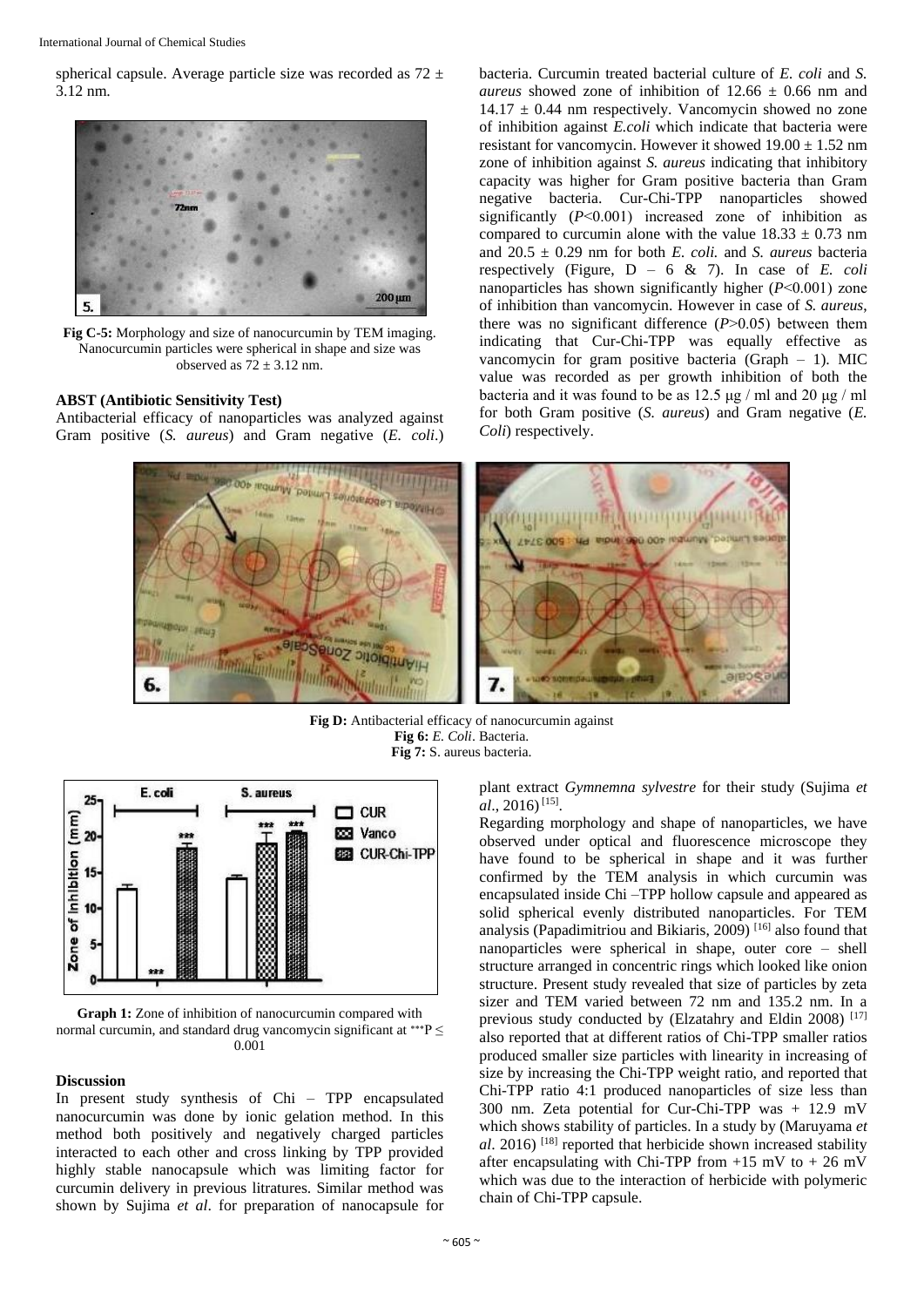spherical capsule. Average particle size was recorded as 72 ± 3.12 nm.

**Fig C-5:** Morphology and size of nanocurcumin by TEM imaging. Nanocurcumin particles were spherical in shape and size was observed as 72 ± 3.12 nm.

### ABST (Antibiotic Sensitivity Test)

Antibacterial efficacy of nanoparticles was analyzed against Gram positive (*S. aureus*) and Gram negative (*E. coli*.) bacteria. Curcumin treated bacterial culture of *E. coli* and *S. aureus* showed zone of inhibition of 12.66 ± 0.66 nm and 14.17 ± 0.44 nm respectively. Vancomycin showed no zone of inhibition against *E.coli* which indicate that bacteria were resistant for vancomycin. However it showed 19.00 ± 1.52 nm zone of inhibition against *S. aureus* indicating that inhibitory capacity was higher for Gram positive bacteria than Gram negative bacteria. Cur-Chi-TPP nanoparticles showed significantly ($P$<0.001) increased zone of inhibition as compared to curcumin alone with the value 18.33 ± 0.73 nm and 20.5 ± 0.29 nm for both *E. coli.* and *S. aureus* bacteria respectively (Figure, D – 6 & 7). In case of *E. coli* nanoparticles has shown significantly higher ($P$<0.001) zone of inhibition than vancomycin. However in case of *S. aureus*, there was no significant difference ($P$>0.05) between them indicating that Cur-Chi-TPP was equally effective as vancomycin for gram positive bacteria (Graph – 1). MIC value was recorded as per growth inhibition of both the bacteria and it was found to be as 12.5 µg / ml and 20 µg / ml for both Gram positive (*S. aureus*) and Gram negative (*E. Coli*) respectively.

**Fig D:** Antibacterial efficacy of nanocurcumin against
**Fig 6:** *E. Coli*. Bacteria.
**Fig 7:** S. aureus bacteria.

**Graph 1:** Zone of inhibition of nanocurcumin compared with normal curcumin, and standard drug vancomycin significant at ***P ≤ 0.001

### Discussion

In present study synthesis of Chi – TPP encapsulated nanocurcumin was done by ionic gelation method. In this method both positively and negatively charged particles interacted to each other and cross linking by TPP provided highly stable nanocapsule which was limiting factor for curcumin delivery in previous litratures. Similar method was shown by Sujima *et al*. for preparation of nanocapsule for plant extract *Gymnemna sylvestre* for their study (Sujima *et al*., 2016) [15].

Regarding morphology and shape of nanoparticles, we have observed under optical and fluorescence microscope they have found to be spherical in shape and it was further confirmed by the TEM analysis in which curcumin was encapsulated inside Chi –TPP hollow capsule and appeared as solid spherical evenly distributed nanoparticles. For TEM analysis (Papadimitriou and Bikiaris, 2009) [16] also found that nanoparticles were spherical in shape, outer core – shell structure arranged in concentric rings which looked like onion structure. Present study revealed that size of particles by zeta sizer and TEM varied between 72 nm and 135.2 nm. In a previous study conducted by (Elzatahry and Eldin 2008) [17] also reported that at different ratios of Chi-TPP smaller ratios produced smaller size particles with linearity in increasing of size by increasing the Chi-TPP weight ratio, and reported that Chi-TPP ratio 4:1 produced nanoparticles of size less than 300 nm. Zeta potential for Cur-Chi-TPP was + 12.9 mV which shows stability of particles. In a study by (Maruyama *et al*. 2016) [18] reported that herbicide shown increased stability after encapsulating with Chi-TPP from +15 mV to + 26 mV which was due to the interaction of herbicide with polymeric chain of Chi-TPP capsule.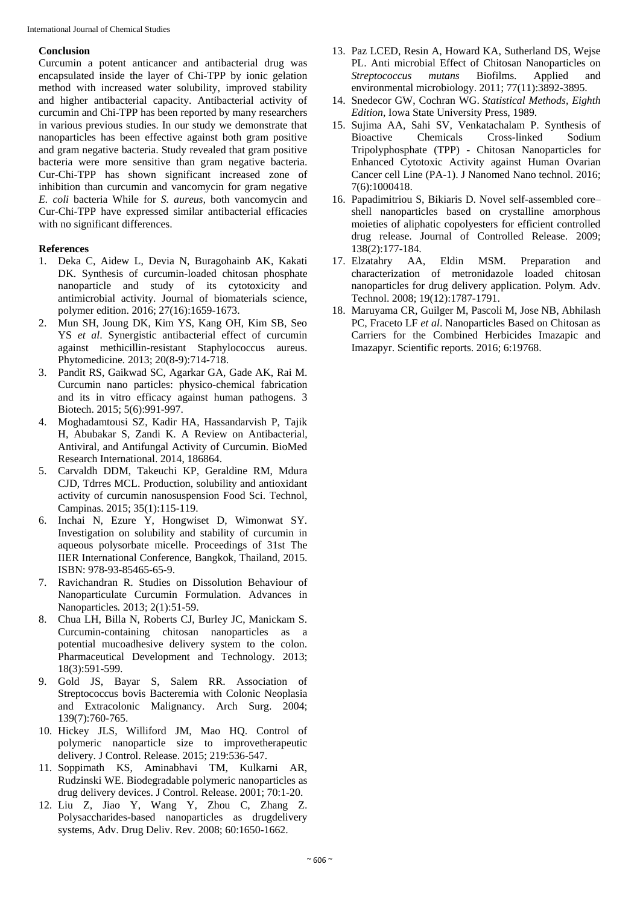## Conclusion

Curcumin a potent anticancer and antibacterial drug was encapsulated inside the layer of Chi-TPP by ionic gelation method with increased water solubility, improved stability and higher antibacterial capacity. Antibacterial activity of curcumin and Chi-TPP has been reported by many researchers in various previous studies. In our study we demonstrate that nanoparticles has been effective against both gram positive and gram negative bacteria. Study revealed that gram positive bacteria were more sensitive than gram negative bacteria. Cur-Chi-TPP has shown significant increased zone of inhibition than curcumin and vancomycin for gram negative *E. coli* bacteria While for *S. aureus*, both vancomycin and Cur-Chi-TPP have expressed similar antibacterial efficacies with no significant differences.

## References

1. Deka C, Aidew L, Devia N, Buragohainb AK, Kakati DK. Synthesis of curcumin-loaded chitosan phosphate nanoparticle and study of its cytotoxicity and antimicrobial activity. Journal of biomaterials science, polymer edition. 2016; 27(16):1659-1673.
2. Mun SH, Joung DK, Kim YS, Kang OH, Kim SB, Seo YS *et al*. Synergistic antibacterial effect of curcumin against methicillin-resistant Staphylococcus aureus. Phytomedicine. 2013; 20(8-9):714-718.
3. Pandit RS, Gaikwad SC, Agarkar GA, Gade AK, Rai M. Curcumin nano particles: physico-chemical fabrication and its in vitro efficacy against human pathogens. 3 Biotech. 2015; 5(6):991-997.
4. Moghadamtousi SZ, Kadir HA, Hassandarvish P, Tajik H, Abubakar S, Zandi K. A Review on Antibacterial, Antiviral, and Antifungal Activity of Curcumin. BioMed Research International. 2014, 186864.
5. Carvaldh DDM, Takeuchi KP, Geraldine RM, Mdura CJD, Tdrres MCL. Production, solubility and antioxidant activity of curcumin nanosuspension Food Sci. Technol, Campinas. 2015; 35(1):115-119.
6. Inchai N, Ezure Y, Hongwiset D, Wimonwat SY. Investigation on solubility and stability of curcumin in aqueous polysorbate micelle. Proceedings of 31st The IIER International Conference, Bangkok, Thailand, 2015. ISBN: 978-93-85465-65-9.
7. Ravichandran R. Studies on Dissolution Behaviour of Nanoparticulate Curcumin Formulation. Advances in Nanoparticles. 2013; 2(1):51-59.
8. Chua LH, Billa N, Roberts CJ, Burley JC, Manickam S. Curcumin-containing chitosan nanoparticles as a potential mucoadhesive delivery system to the colon. Pharmaceutical Development and Technology. 2013; 18(3):591-599.
9. Gold JS, Bayar S, Salem RR. Association of Streptococcus bovis Bacteremia with Colonic Neoplasia and Extracolonic Malignancy. Arch Surg. 2004; 139(7):760-765.
10. Hickey JLS, Williford JM, Mao HQ. Control of polymeric nanoparticle size to improvetherapeutic delivery. J Control. Release. 2015; 219:536-547.
11. Soppimath KS, Aminabhavi TM, Kulkarni AR, Rudzinski WE. Biodegradable polymeric nanoparticles as drug delivery devices. J Control. Release. 2001; 70:1-20.
12. Liu Z, Jiao Y, Wang Y, Zhou C, Zhang Z. Polysaccharides-based nanoparticles as drugdelivery systems, Adv. Drug Deliv. Rev. 2008; 60:1650-1662.
13. Paz LCED, Resin A, Howard KA, Sutherland DS, Wejse PL. Anti microbial Effect of Chitosan Nanoparticles on *Streptococcus mutans* Biofilms. Applied and environmental microbiology. 2011; 77(11):3892-3895.
14. Snedecor GW, Cochran WG. *Statistical Methods, Eighth Edition*, Iowa State University Press, 1989.
15. Sujima AA, Sahi SV, Venkatachalam P. Synthesis of Bioactive Chemicals Cross-linked Sodium Tripolyphosphate (TPP) - Chitosan Nanoparticles for Enhanced Cytotoxic Activity against Human Ovarian Cancer cell Line (PA-1). J Nanomed Nano technol. 2016; 7(6):1000418.
16. Papadimitriou S, Bikiaris D. Novel self-assembled core–shell nanoparticles based on crystalline amorphous moieties of aliphatic copolyesters for efficient controlled drug release. Journal of Controlled Release. 2009; 138(2):177-184.
17. Elzatahry AA, Eldin MSM. Preparation and characterization of metronidazole loaded chitosan nanoparticles for drug delivery application. Polym. Adv. Technol. 2008; 19(12):1787-1791.
18. Maruyama CR, Guilger M, Pascoli M, Jose NB, Abhilash PC, Fraceto LF *et al*. Nanoparticles Based on Chitosan as Carriers for the Combined Herbicides Imazapic and Imazapyr. Scientific reports. 2016; 6:19768.